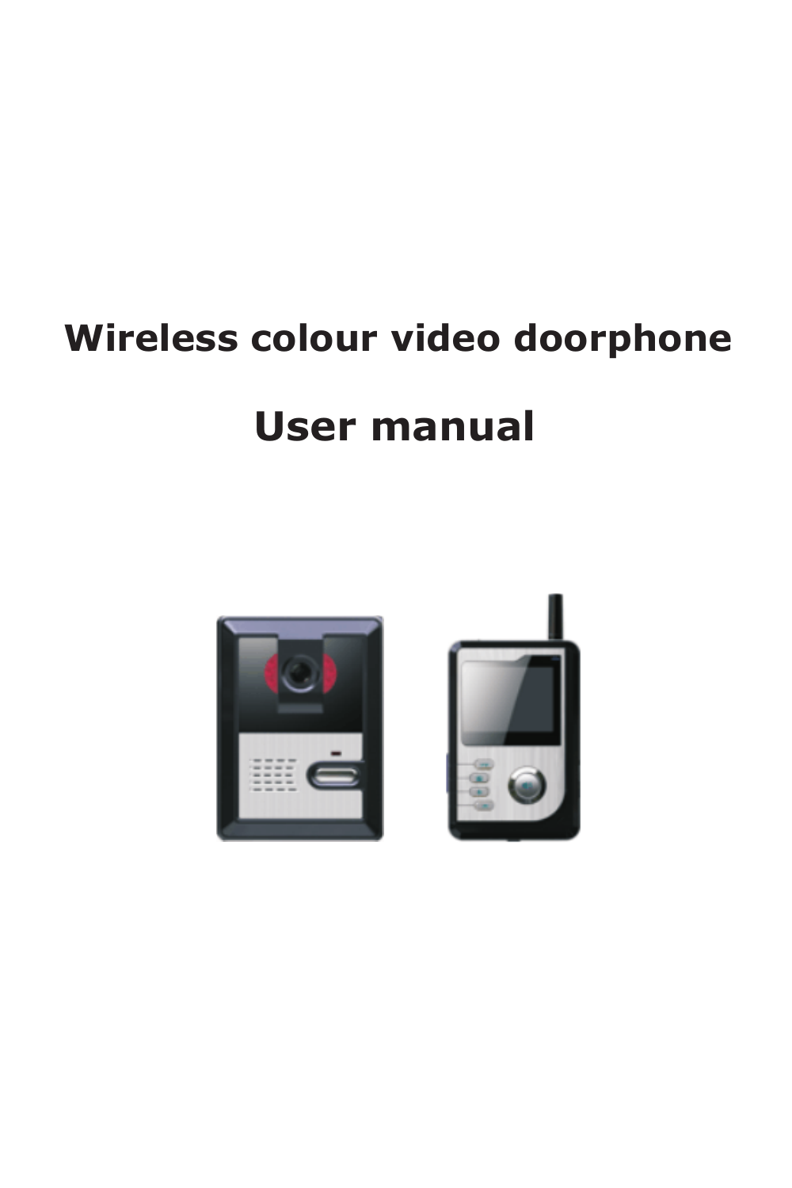# Wireless colour video doorphone

# User manual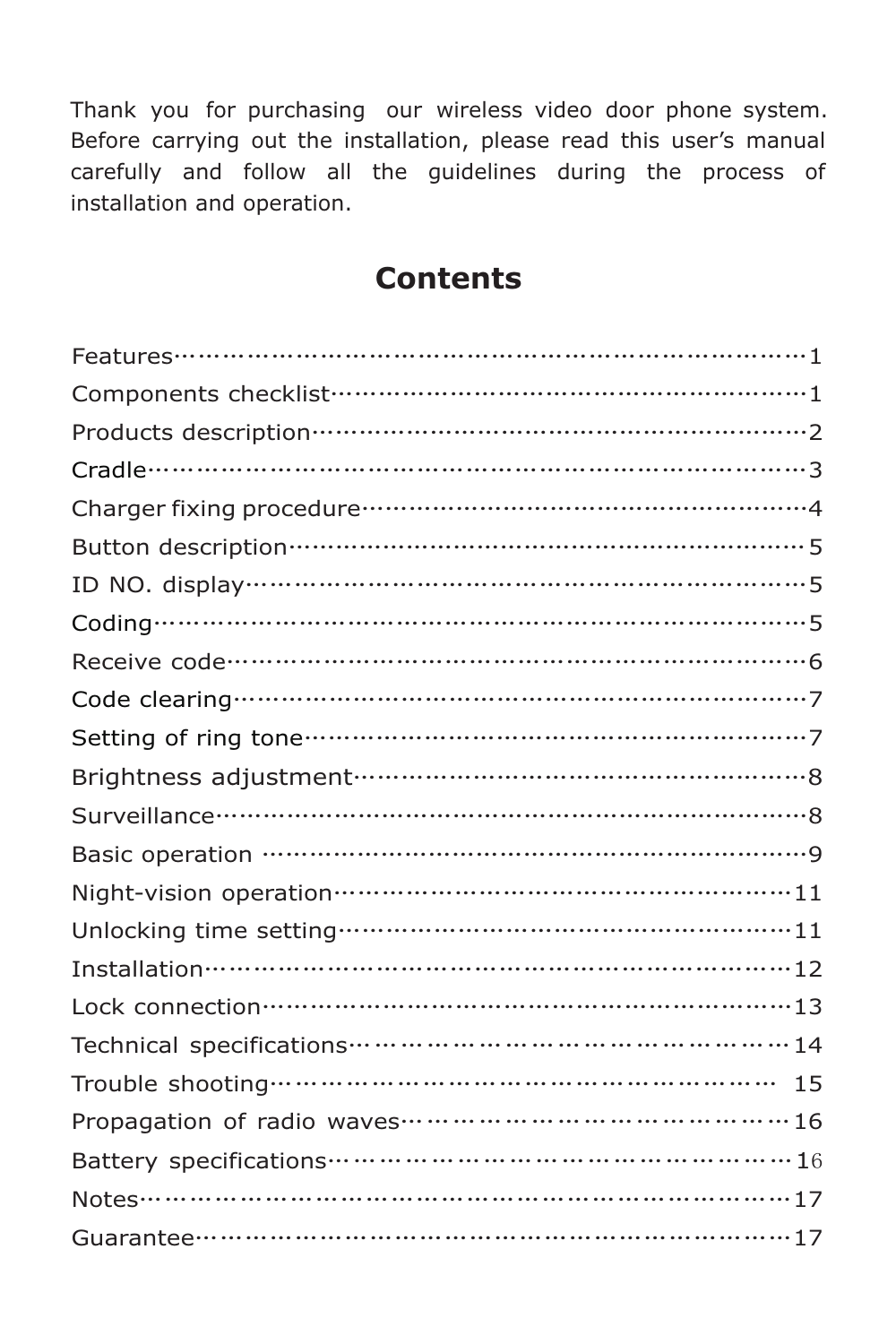Thank you for purchasing our wireless video door phone system. Before carrying out the installation, please read this user's manual carefully and follow all the guidelines during the process of installation and operation.

# Contents

Features……………………………………………………………1
Components checklist……………………………………………1
Products description………………………………………………2
Cradle………………………………………………………………3
Charger fixing procedure…………………………………………4
Button description…………………………………………………5
ID NO. display……………………………………………………5
Coding………………………………………………………………5
Receive code………………………………………………………6
Code clearing………………………………………………………7
Setting of ring tone…………………………………………………7
Brightness adjustment……………………………………………8
Surveillance…………………………………………………………8
Basic operation ……………………………………………………9
Night-vision operation……………………………………………11
Unlocking time setting……………………………………………11
Installation…………………………………………………………12
Lock connection……………………………………………………13
Technical specifications……………………………………………14
Trouble shooting……………………………………………………15
Propagation of radio waves………………………………………16
Battery specifications………………………………………………16
Notes…………………………………………………………………17
Guarantee……………………………………………………………17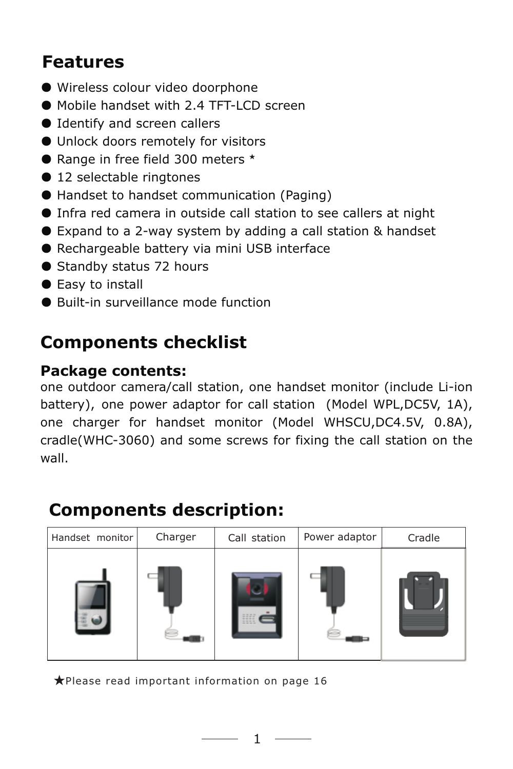## Features

- Wireless colour video doorphone
- Mobile handset with 2.4 TFT-LCD screen
- Identify and screen callers
- Unlock doors remotely for visitors
- Range in free field 300 meters *
- 12 selectable ringtones
- Handset to handset communication (Paging)
- Infra red camera in outside call station to see callers at night
- Expand to a 2-way system by adding a call station & handset
- Rechargeable battery via mini USB interface
- Standby status 72 hours
- Easy to install
- Built-in surveillance mode function

## Components checklist

**Package contents:**
one outdoor camera/call station, one handset monitor (include Li-ion battery), one power adaptor for call station (Model WPL,DC5V, 1A), one charger for handset monitor (Model WHSCU,DC4.5V, 0.8A), cradle(WHC-3060) and some screws for fixing the call station on the wall.

## Components description:

| Handset monitor | Charger | Call station | Power adaptor | Cradle |
| --- | --- | --- | --- | --- |
| | | | | |

★Please read important information on page 16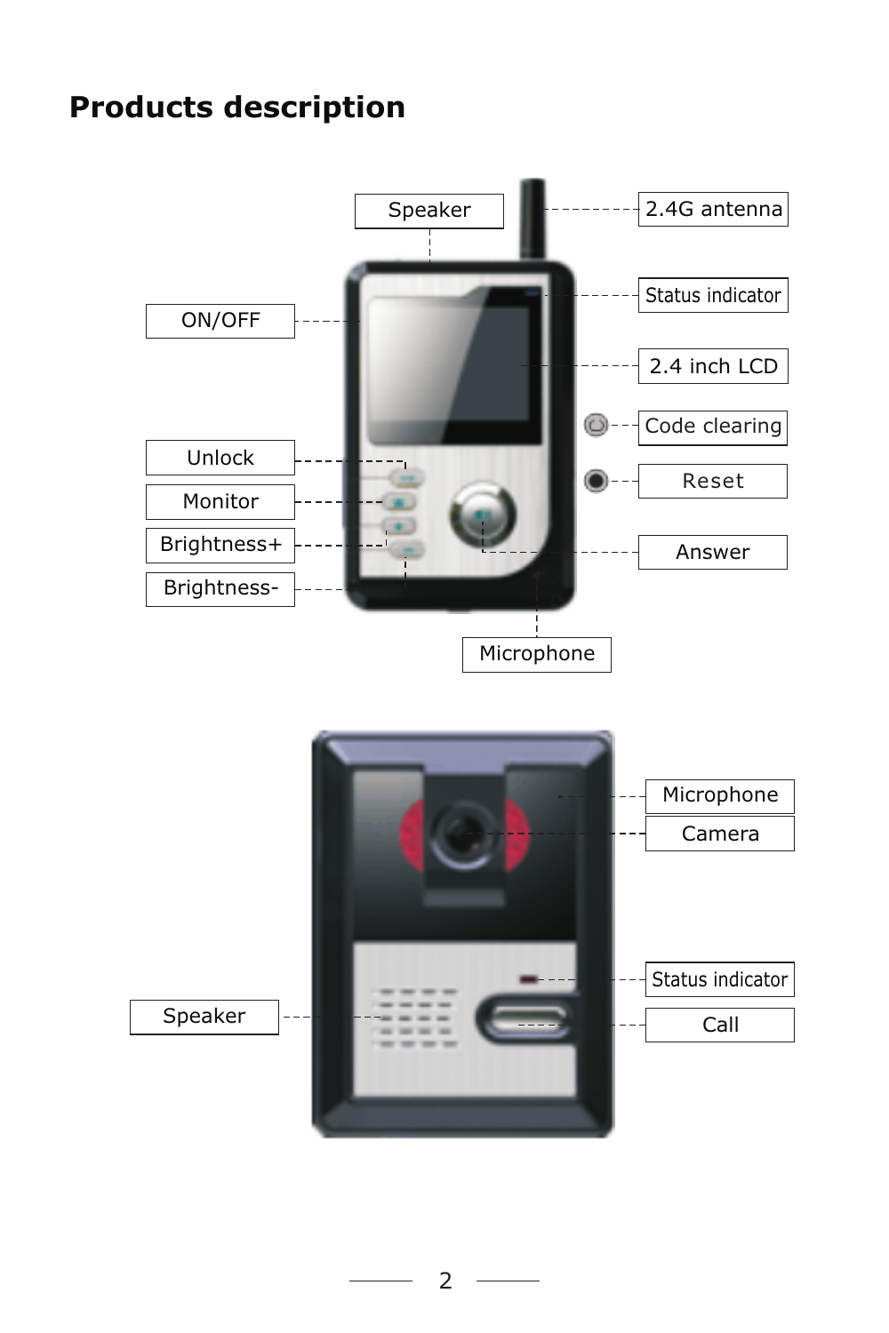# Products description

Speaker

2.4G antenna

Status indicator

ON/OFF

2.4 inch LCD

Code clearing

Unlock

Reset

Monitor

Brightness+

Answer

Brightness-

Microphone

Microphone

Camera

Status indicator

Speaker

Call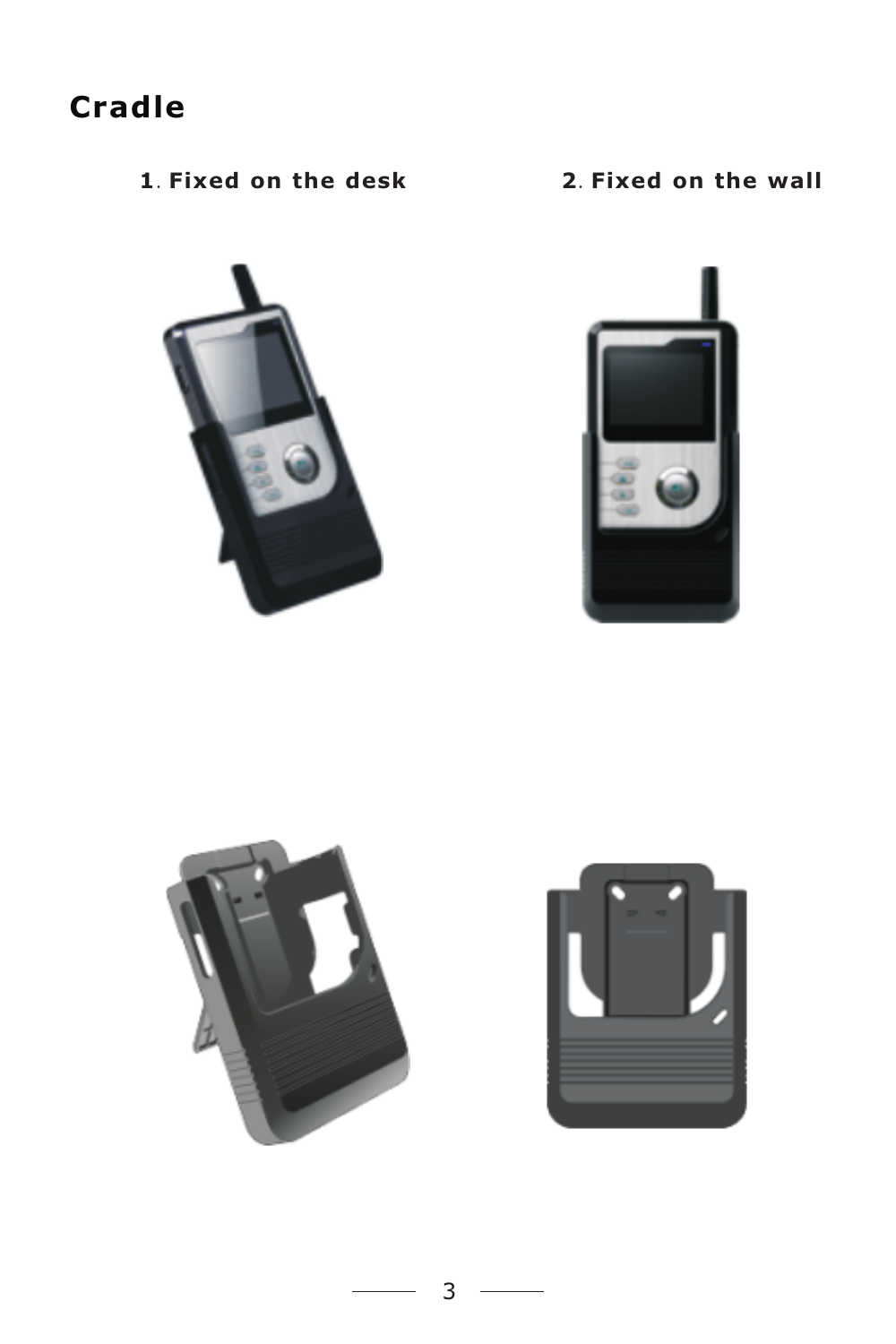# Cradle

**1. Fixed on the desk**

**2. Fixed on the wall**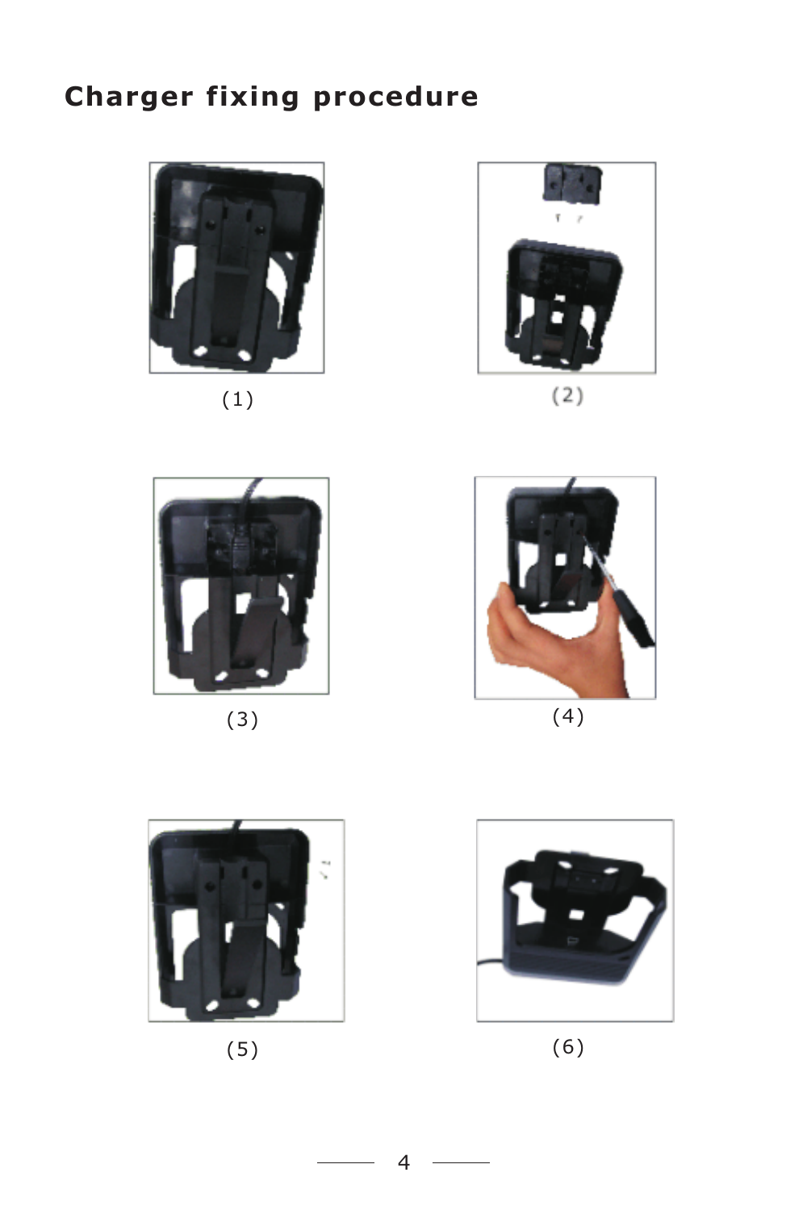## Charger fixing procedure

(1)

(2)

(3)

(4)

(5)

(6)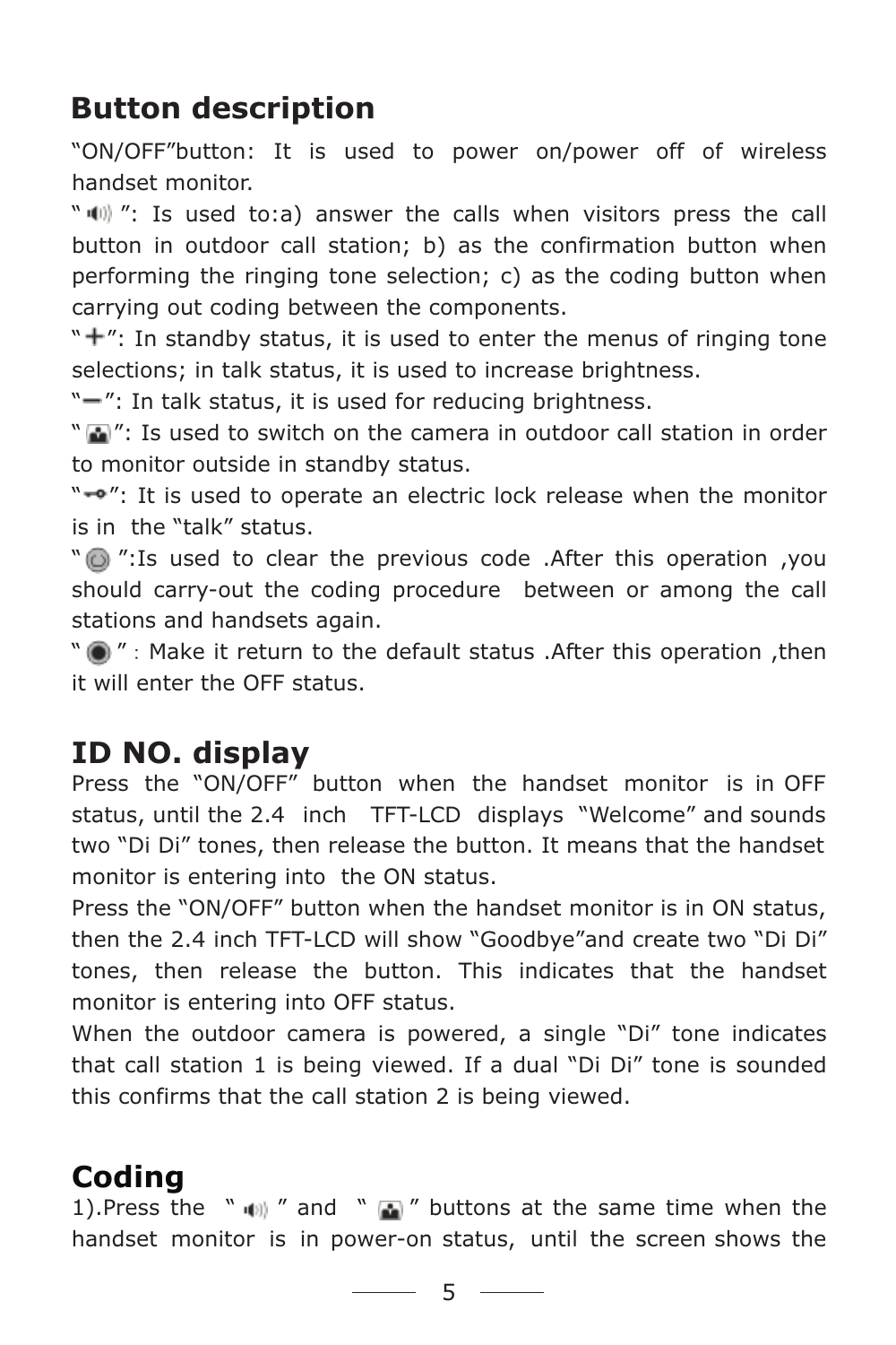## Button description

"ON/OFF"button: It is used to power on/power off of wireless handset monitor.

" 🔊 ": Is used to:a) answer the calls when visitors press the call button in outdoor call station; b) as the confirmation button when performing the ringing tone selection; c) as the coding button when carrying out coding between the components.

"+": In standby status, it is used to enter the menus of ringing tone selections; in talk status, it is used to increase brightness.

"−": In talk status, it is used for reducing brightness.

" 🖼 ": Is used to switch on the camera in outdoor call station in order to monitor outside in standby status.

"⊸": It is used to operate an electric lock release when the monitor is in the "talk" status.

" ◯ ":Is used to clear the previous code .After this operation ,you should carry-out the coding procedure between or among the call stations and handsets again.

" ● ": Make it return to the default status .After this operation ,then it will enter the OFF status.

## ID NO. display

Press the "ON/OFF" button when the handset monitor is in OFF status, until the 2.4 inch TFT-LCD displays "Welcome" and sounds two "Di Di" tones, then release the button. It means that the handset monitor is entering into the ON status.

Press the "ON/OFF" button when the handset monitor is in ON status, then the 2.4 inch TFT-LCD will show "Goodbye"and create two "Di Di" tones, then release the button. This indicates that the handset monitor is entering into OFF status.

When the outdoor camera is powered, a single "Di" tone indicates that call station 1 is being viewed. If a dual "Di Di" tone is sounded this confirms that the call station 2 is being viewed.

## Coding

1).Press the " 🔊 " and " 🖼 " buttons at the same time when the handset monitor is in power-on status, until the screen shows the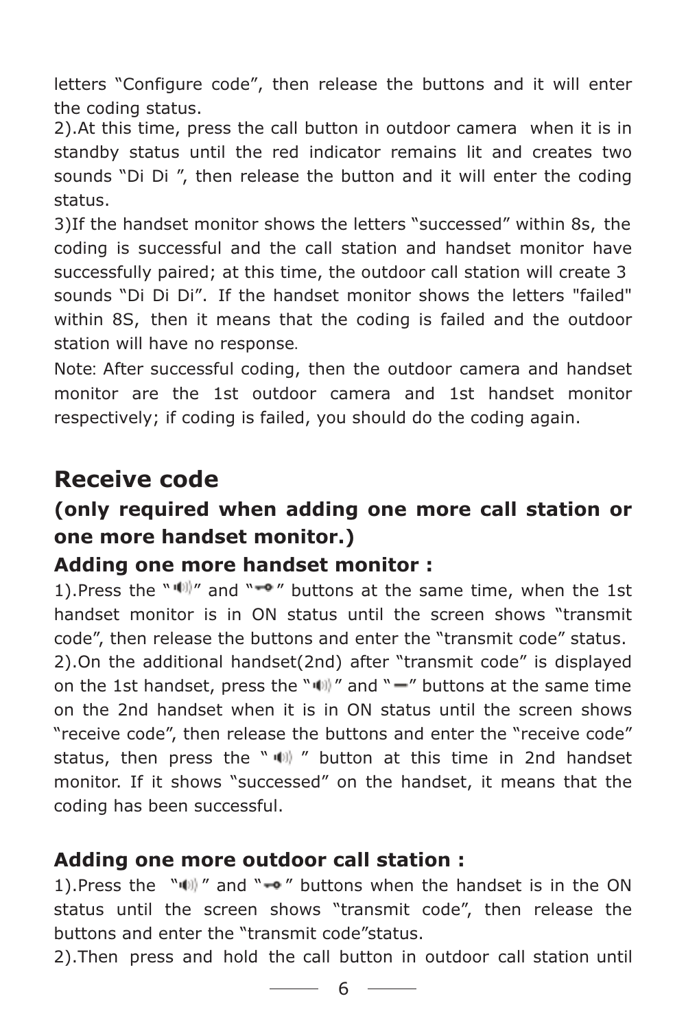letters "Configure code", then release the buttons and it will enter the coding status.

2).At this time, press the call button in outdoor camera when it is in standby status until the red indicator remains lit and creates two sounds "Di Di ", then release the button and it will enter the coding status.

3)If the handset monitor shows the letters "successed" within 8s, the coding is successful and the call station and handset monitor have successfully paired; at this time, the outdoor call station will create 3 sounds "Di Di Di". If the handset monitor shows the letters "failed" within 8S, then it means that the coding is failed and the outdoor station will have no response.

Note: After successful coding, then the outdoor camera and handset monitor are the 1st outdoor camera and 1st handset monitor respectively; if coding is failed, you should do the coding again.

## Receive code

### (only required when adding one more call station or one more handset monitor.)

### Adding one more handset monitor :

1).Press the "🔊" and "⊸" buttons at the same time, when the 1st handset monitor is in ON status until the screen shows "transmit code", then release the buttons and enter the "transmit code" status.

2).On the additional handset(2nd) after "transmit code" is displayed on the 1st handset, press the "🔊" and "—" buttons at the same time on the 2nd handset when it is in ON status until the screen shows "receive code", then release the buttons and enter the "receive code" status, then press the "🔊" button at this time in 2nd handset monitor. If it shows "successed" on the handset, it means that the coding has been successful.

### Adding one more outdoor call station :

1).Press the "🔊" and "⊸" buttons when the handset is in the ON status until the screen shows "transmit code", then release the buttons and enter the "transmit code"status.

2).Then press and hold the call button in outdoor call station until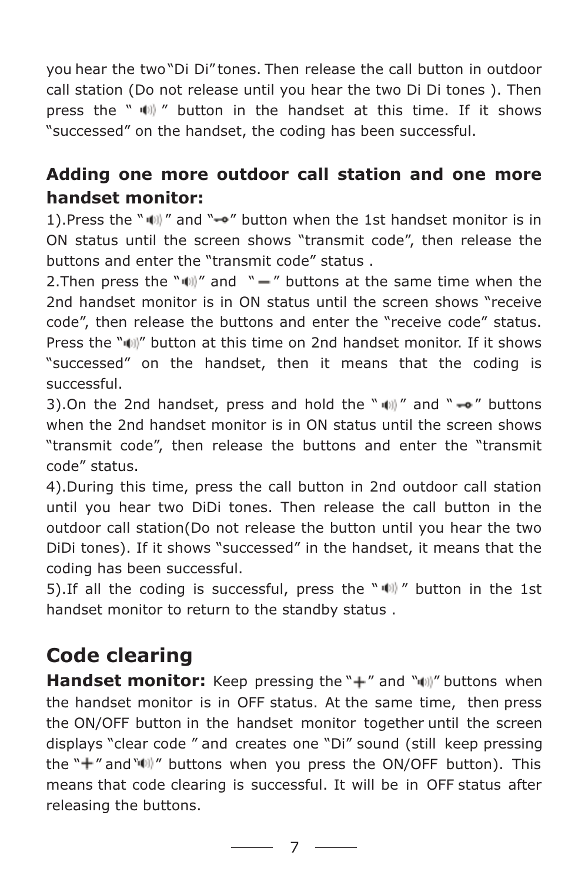you hear the two "Di Di" tones. Then release the call button in outdoor call station (Do not release until you hear the two Di Di tones ). Then press the " 🔊 " button in the handset at this time. If it shows "successed" on the handset, the coding has been successful.

### Adding one more outdoor call station and one more handset monitor:

1).Press the " 🔊 " and "⊸" button when the 1st handset monitor is in ON status until the screen shows "transmit code", then release the buttons and enter the "transmit code" status .

2.Then press the "🔊" and " — " buttons at the same time when the 2nd handset monitor is in ON status until the screen shows "receive code", then release the buttons and enter the "receive code" status. Press the "🔊" button at this time on 2nd handset monitor. If it shows "successed" on the handset, then it means that the coding is successful.

3).On the 2nd handset, press and hold the " 🔊 " and " ⊸ " buttons when the 2nd handset monitor is in ON status until the screen shows "transmit code", then release the buttons and enter the "transmit code" status.

4).During this time, press the call button in 2nd outdoor call station until you hear two DiDi tones. Then release the call button in the outdoor call station(Do not release the button until you hear the two DiDi tones). If it shows "successed" in the handset, it means that the coding has been successful.

5).If all the coding is successful, press the " 🔊 " button in the 1st handset monitor to return to the standby status .

## Code clearing

**Handset monitor:** Keep pressing the "+" and "🔊" buttons when the handset monitor is in OFF status. At the same time, then press the ON/OFF button in the handset monitor together until the screen displays "clear code " and creates one "Di" sound (still keep pressing the "+" and "🔊" buttons when you press the ON/OFF button). This means that code clearing is successful. It will be in OFF status after releasing the buttons.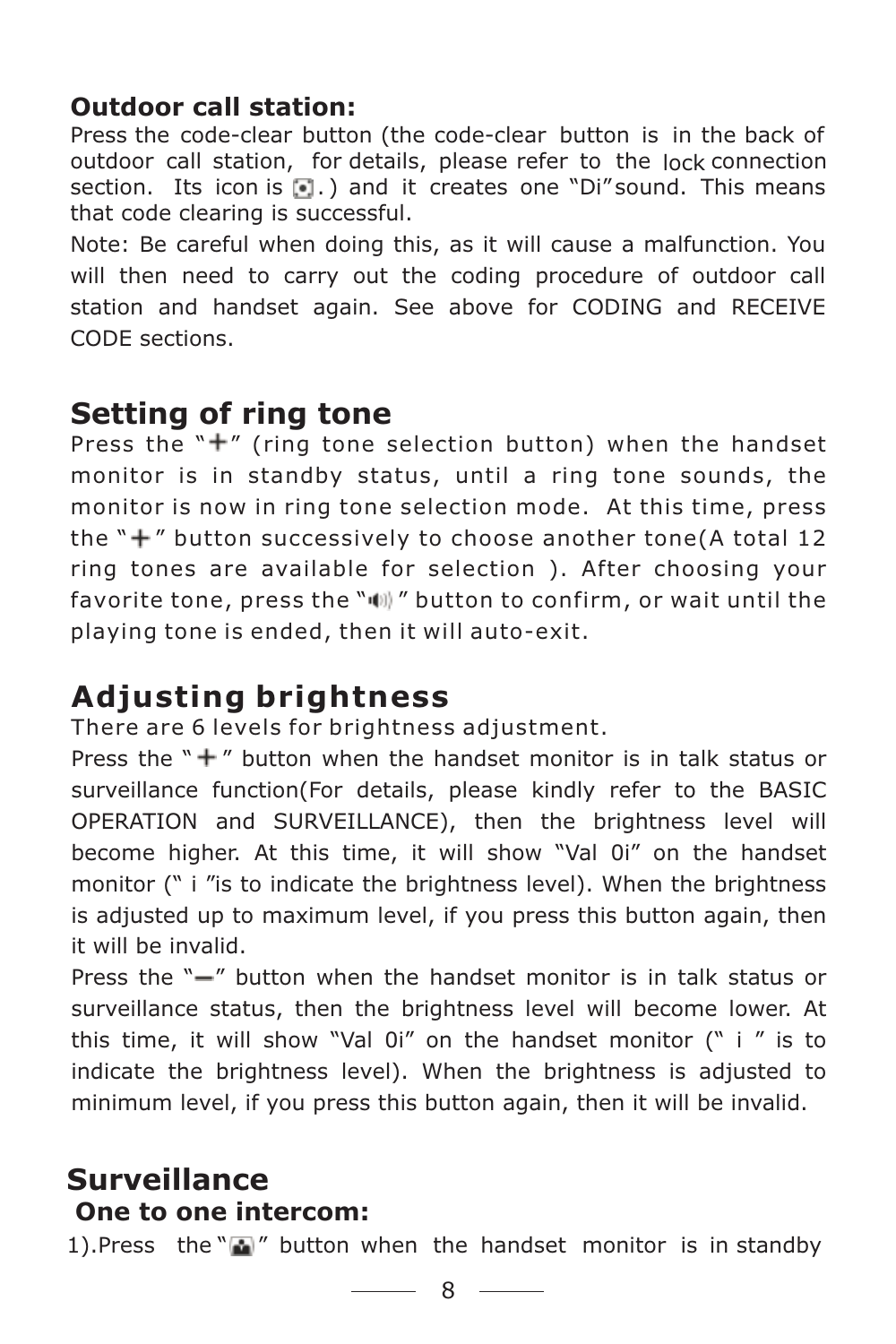**Outdoor call station:**

Press the code-clear button (the code-clear button is in the back of outdoor call station, for details, please refer to the lock connection section. Its icon is . ) and it creates one “Di”sound. This means that code clearing is successful.

Note: Be careful when doing this, as it will cause a malfunction. You will then need to carry out the coding procedure of outdoor call station and handset again. See above for CODING and RECEIVE CODE sections.

## Setting of ring tone

Press the “+” (ring tone selection button) when the handset monitor is in standby status, until a ring tone sounds, the monitor is now in ring tone selection mode. At this time, press the “+” button successively to choose another tone(A total 12 ring tones are available for selection ). After choosing your favorite tone, press the “ ” button to confirm, or wait until the playing tone is ended, then it will auto-exit.

## Adjusting brightness

There are 6 levels for brightness adjustment.

Press the “+” button when the handset monitor is in talk status or surveillance function(For details, please kindly refer to the BASIC OPERATION and SURVEILLANCE), then the brightness level will become higher. At this time, it will show “Val 0i” on the handset monitor (“ i ”is to indicate the brightness level). When the brightness is adjusted up to maximum level, if you press this button again, then it will be invalid.

Press the “—” button when the handset monitor is in talk status or surveillance status, then the brightness level will become lower. At this time, it will show “Val 0i” on the handset monitor (“ i ” is to indicate the brightness level). When the brightness is adjusted to minimum level, if you press this button again, then it will be invalid.

## Surveillance

**One to one intercom:**

1).Press the “ ” button when the handset monitor is in standby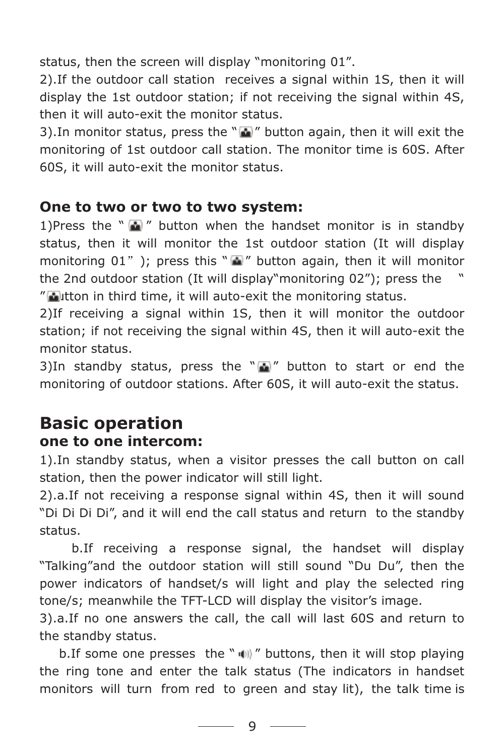status, then the screen will display “monitoring 01”.

2).If the outdoor call station receives a signal within 1S, then it will display the 1st outdoor station; if not receiving the signal within 4S, then it will auto-exit the monitor status.

3).In monitor status, press the “ ” button again, then it will exit the monitoring of 1st outdoor call station. The monitor time is 60S. After 60S, it will auto-exit the monitor status.

### One to two or two to two system:

1)Press the “ ” button when the handset monitor is in standby status, then it will monitor the 1st outdoor station (It will display monitoring 01” ); press this “ ” button again, then it will monitor the 2nd outdoor station (It will display“monitoring 02”); press the “ ” button in third time, it will auto-exit the monitoring status.

2)If receiving a signal within 1S, then it will monitor the outdoor station; if not receiving the signal within 4S, then it will auto-exit the monitor status.

3)In standby status, press the “ ” button to start or end the monitoring of outdoor stations. After 60S, it will auto-exit the status.

## Basic operation

### one to one intercom:

1).In standby status, when a visitor presses the call button on call station, then the power indicator will still light.

2).a.If not receiving a response signal within 4S, then it will sound “Di Di Di Di”, and it will end the call status and return to the standby status.

b.If receiving a response signal, the handset will display “Talking”and the outdoor station will still sound “Du Du”, then the power indicators of handset/s will light and play the selected ring tone/s; meanwhile the TFT-LCD will display the visitor’s image.

3).a.If no one answers the call, the call will last 60S and return to the standby status.

b.If some one presses the “ ” buttons, then it will stop playing the ring tone and enter the talk status (The indicators in handset monitors will turn from red to green and stay lit), the talk time is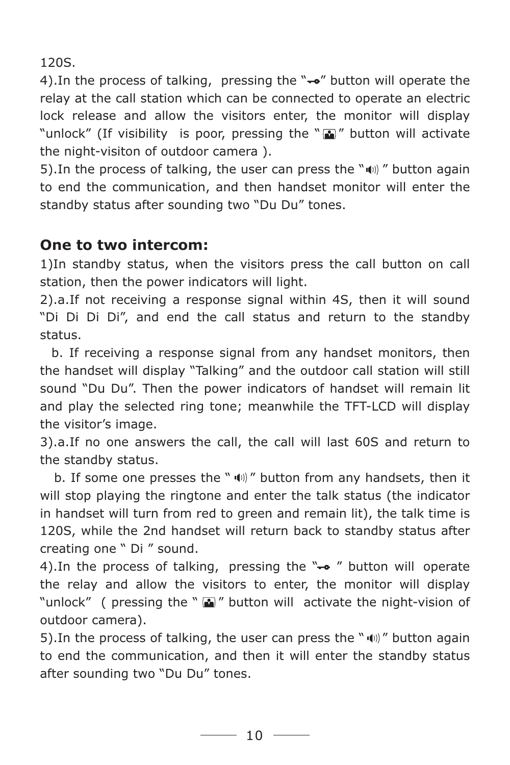120S.

4).In the process of talking, pressing the "⊸" button will operate the relay at the call station which can be connected to operate an electric lock release and allow the visitors enter, the monitor will display "unlock" (If visibility is poor, pressing the "🖼" button will activate the night-visiton of outdoor camera ).

5).In the process of talking, the user can press the "🔊" button again to end the communication, and then handset monitor will enter the standby status after sounding two "Du Du" tones.

## One to two intercom:

1)In standby status, when the visitors press the call button on call station, then the power indicators will light.

2).a.If not receiving a response signal within 4S, then it will sound "Di Di Di Di", and end the call status and return to the standby status.

b. If receiving a response signal from any handset monitors, then the handset will display "Talking" and the outdoor call station will still sound "Du Du". Then the power indicators of handset will remain lit and play the selected ring tone; meanwhile the TFT-LCD will display the visitor's image.

3).a.If no one answers the call, the call will last 60S and return to the standby status.

b. If some one presses the "🔊" button from any handsets, then it will stop playing the ringtone and enter the talk status (the indicator in handset will turn from red to green and remain lit), the talk time is 120S, while the 2nd handset will return back to standby status after creating one " Di " sound.

4).In the process of talking, pressing the "⊸ " button will operate the relay and allow the visitors to enter, the monitor will display "unlock" ( pressing the "🖼" button will activate the night-vision of outdoor camera).

5).In the process of talking, the user can press the "🔊" button again to end the communication, and then it will enter the standby status after sounding two "Du Du" tones.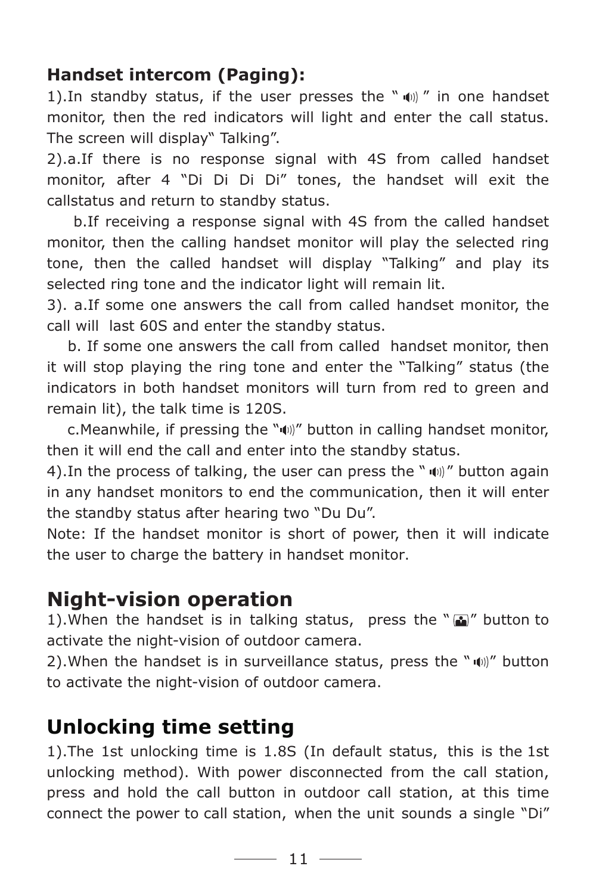**Handset intercom (Paging):**

1).In standby status, if the user presses the " 🔊 " in one handset monitor, then the red indicators will light and enter the call status. The screen will display" Talking".

2).a.If there is no response signal with 4S from called handset monitor, after 4 "Di Di Di Di" tones, the handset will exit the callstatus and return to standby status.

b.If receiving a response signal with 4S from the called handset monitor, then the calling handset monitor will play the selected ring tone, then the called handset will display "Talking" and play its selected ring tone and the indicator light will remain lit.

3). a.If some one answers the call from called handset monitor, the call will last 60S and enter the standby status.

b. If some one answers the call from called handset monitor, then it will stop playing the ring tone and enter the "Talking" status (the indicators in both handset monitors will turn from red to green and remain lit), the talk time is 120S.

c.Meanwhile, if pressing the "🔊" button in calling handset monitor, then it will end the call and enter into the standby status.

4).In the process of talking, the user can press the " 🔊" button again in any handset monitors to end the communication, then it will enter the standby status after hearing two "Du Du".

Note: If the handset monitor is short of power, then it will indicate the user to charge the battery in handset monitor.

## Night-vision operation

1).When the handset is in talking status, press the " 🖼" button to activate the night-vision of outdoor camera.

2).When the handset is in surveillance status, press the " 🔊" button to activate the night-vision of outdoor camera.

## Unlocking time setting

1).The 1st unlocking time is 1.8S (In default status, this is the 1st unlocking method). With power disconnected from the call station, press and hold the call button in outdoor call station, at this time connect the power to call station, when the unit sounds a single "Di"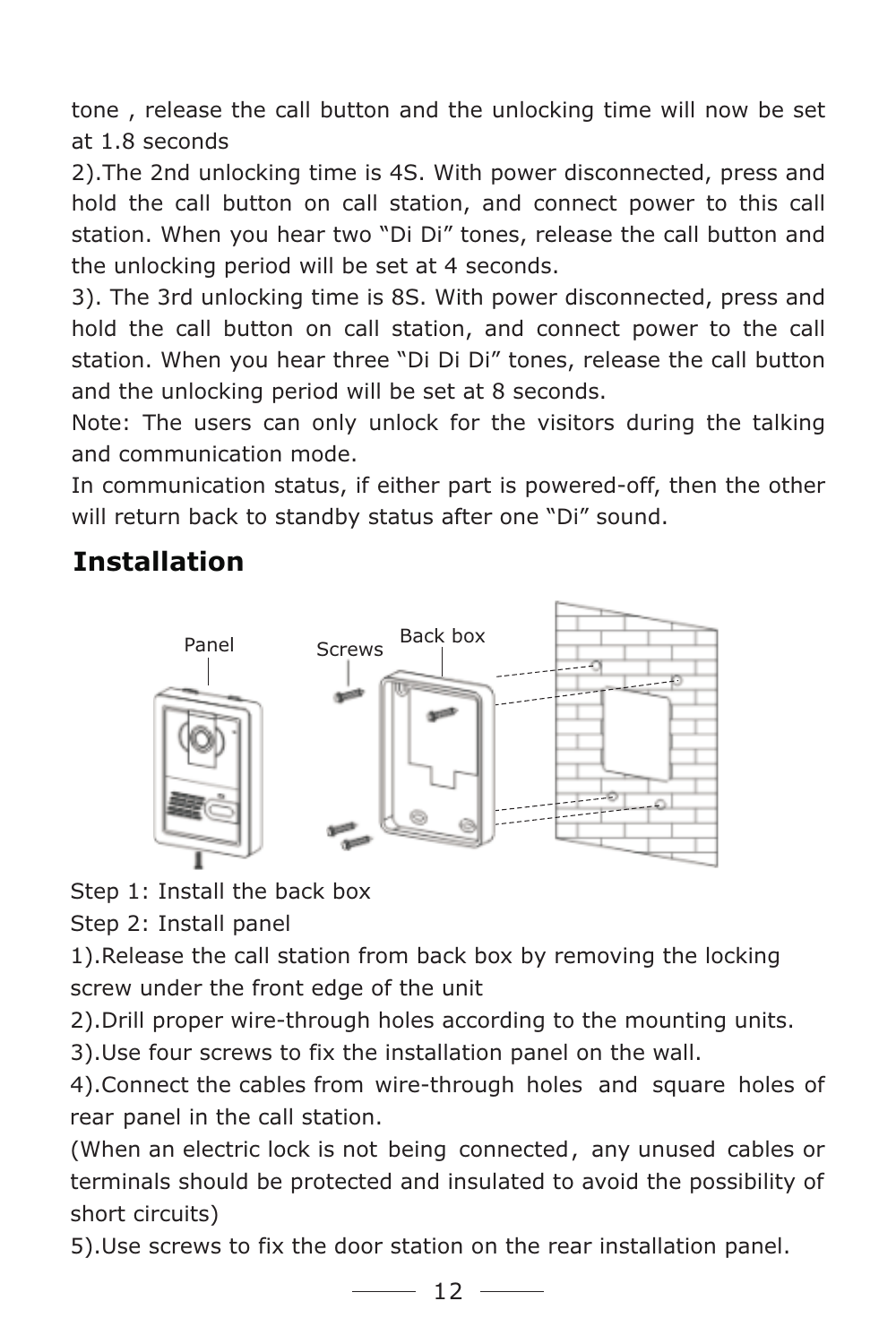tone , release the call button and the unlocking time will now be set at 1.8 seconds

2).The 2nd unlocking time is 4S. With power disconnected, press and hold the call button on call station, and connect power to this call station. When you hear two “Di Di” tones, release the call button and the unlocking period will be set at 4 seconds.

3). The 3rd unlocking time is 8S. With power disconnected, press and hold the call button on call station, and connect power to the call station. When you hear three “Di Di Di” tones, release the call button and the unlocking period will be set at 8 seconds.

Note: The users can only unlock for the visitors during the talking and communication mode.

In communication status, if either part is powered-off, then the other will return back to standby status after one “Di” sound.

## Installation

Panel Screws Back box

Step 1: Install the back box

Step 2: Install panel

1).Release the call station from back box by removing the locking screw under the front edge of the unit

2).Drill proper wire-through holes according to the mounting units.

3).Use four screws to fix the installation panel on the wall.

4).Connect the cables from wire-through holes and square holes of rear panel in the call station.

(When an electric lock is not being connected, any unused cables or terminals should be protected and insulated to avoid the possibility of short circuits)

5).Use screws to fix the door station on the rear installation panel.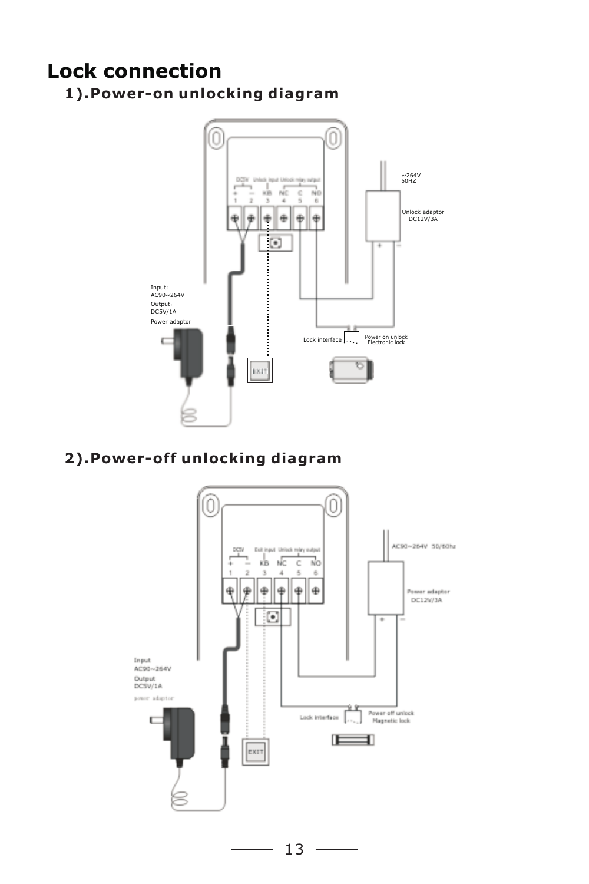# Lock connection

## 1).Power-on unlocking diagram

DC5V Unlock input Unlock relay output

+ − KB NC C NO

1 2 3 4 5 6

~264V
50HZ

Unlock adaptor
DC12V/3A

Input:
AC90~264V
Output:
DC5V/1A
Power adaptor

Lock interface

Power on unlock
Electronic lock

EXIT

## 2).Power-off unlocking diagram

DC5V Exit input Unlock relay output

+ − KB NC C NO

1 2 3 4 5 6

AC90~264V 50/60hz

Power adaptor
DC12V/3A

Input
AC90~264V
Output
DC5V/1A
power adaptor

Lock interface

Power off unlock
Magnetic lock

EXIT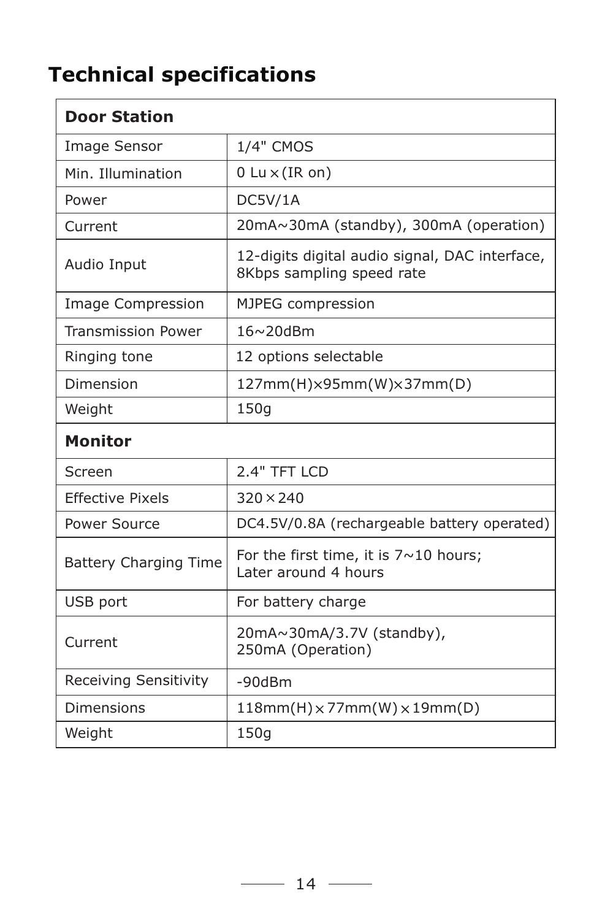# Technical specifications

| **Door Station** | |
|---|---|
| Image Sensor | 1/4" CMOS |
| Min. Illumination | 0 Lu×(IR on) |
| Power | DC5V/1A |
| Current | 20mA~30mA (standby), 300mA (operation) |
| Audio Input | 12-digits digital audio signal, DAC interface, 8Kbps sampling speed rate |
| Image Compression | MJPEG compression |
| Transmission Power | 16~20dBm |
| Ringing tone | 12 options selectable |
| Dimension | 127mm(H)×95mm(W)×37mm(D) |
| Weight | 150g |
| **Monitor** | |
| Screen | 2.4" TFT LCD |
| Effective Pixels | 320×240 |
| Power Source | DC4.5V/0.8A (rechargeable battery operated) |
| Battery Charging Time | For the first time, it is 7~10 hours; Later around 4 hours |
| USB port | For battery charge |
| Current | 20mA~30mA/3.7V (standby), 250mA (Operation) |
| Receiving Sensitivity | -90dBm |
| Dimensions | 118mm(H)×77mm(W)×19mm(D) |
| Weight | 150g |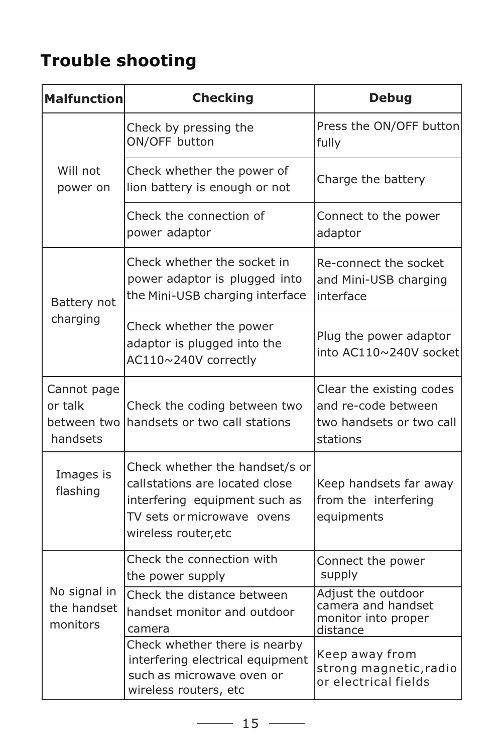# Trouble shooting

| Malfunction | Checking | Debug |
| --- | --- | --- |
| Will not power on | Check by pressing the ON/OFF button | Press the ON/OFF button fully |
| | Check whether the power of lion battery is enough or not | Charge the battery |
| | Check the connection of power adaptor | Connect to the power adaptor |
| Battery not charging | Check whether the socket in power adaptor is plugged into the Mini-USB charging interface | Re-connect the socket and Mini-USB charging interface |
| | Check whether the power adaptor is plugged into the AC110~240V correctly | Plug the power adaptor into AC110~240V socket |
| Cannot page or talk between two handsets | Check the coding between two handsets or two call stations | Clear the existing codes and re-code between two handsets or two call stations |
| Images is flashing | Check whether the handset/s or callstations are located close interfering equipment such as TV sets or microwave ovens wireless router,etc | Keep handsets far away from the interfering equipments |
| No signal in the handset monitors | Check the connection with the power supply | Connect the power supply |
| | Check the distance between handset monitor and outdoor camera | Adjust the outdoor camera and handset monitor into proper distance |
| | Check whether there is nearby interfering electrical equipment such as microwave oven or wireless routers, etc | Keep away from strong magnetic,radio or electrical fields |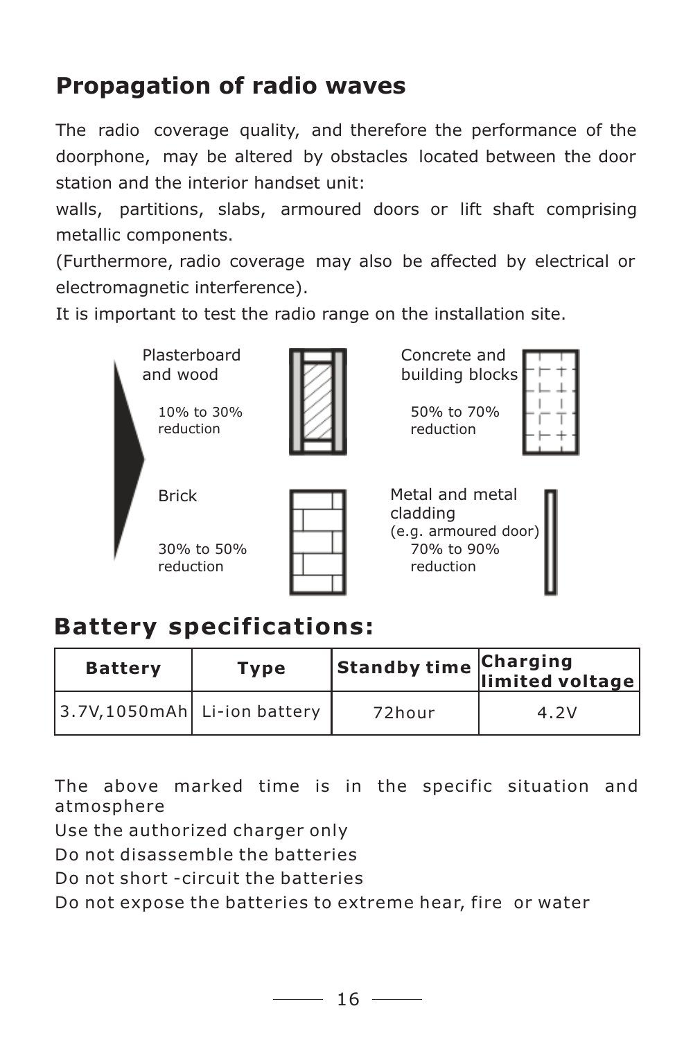## Propagation of radio waves

The radio coverage quality, and therefore the performance of the doorphone, may be altered by obstacles located between the door station and the interior handset unit:

walls, partitions, slabs, armoured doors or lift shaft comprising metallic components.

(Furthermore, radio coverage may also be affected by electrical or electromagnetic interference).

It is important to test the radio range on the installation site.

Plasterboard and wood

10% to 30% reduction

Concrete and building blocks

50% to 70% reduction

Brick

30% to 50% reduction

Metal and metal cladding (e.g. armoured door)

70% to 90% reduction

## Battery specifications:

| Battery | Type | Standby time | Charging limited voltage |
|---|---|---|---|
| 3.7V,1050mAh | Li-ion battery | 72hour | 4.2V |

The above marked time is in the specific situation and atmosphere

Use the authorized charger only

Do not disassemble the batteries

Do not short -circuit the batteries

Do not expose the batteries to extreme hear, fire or water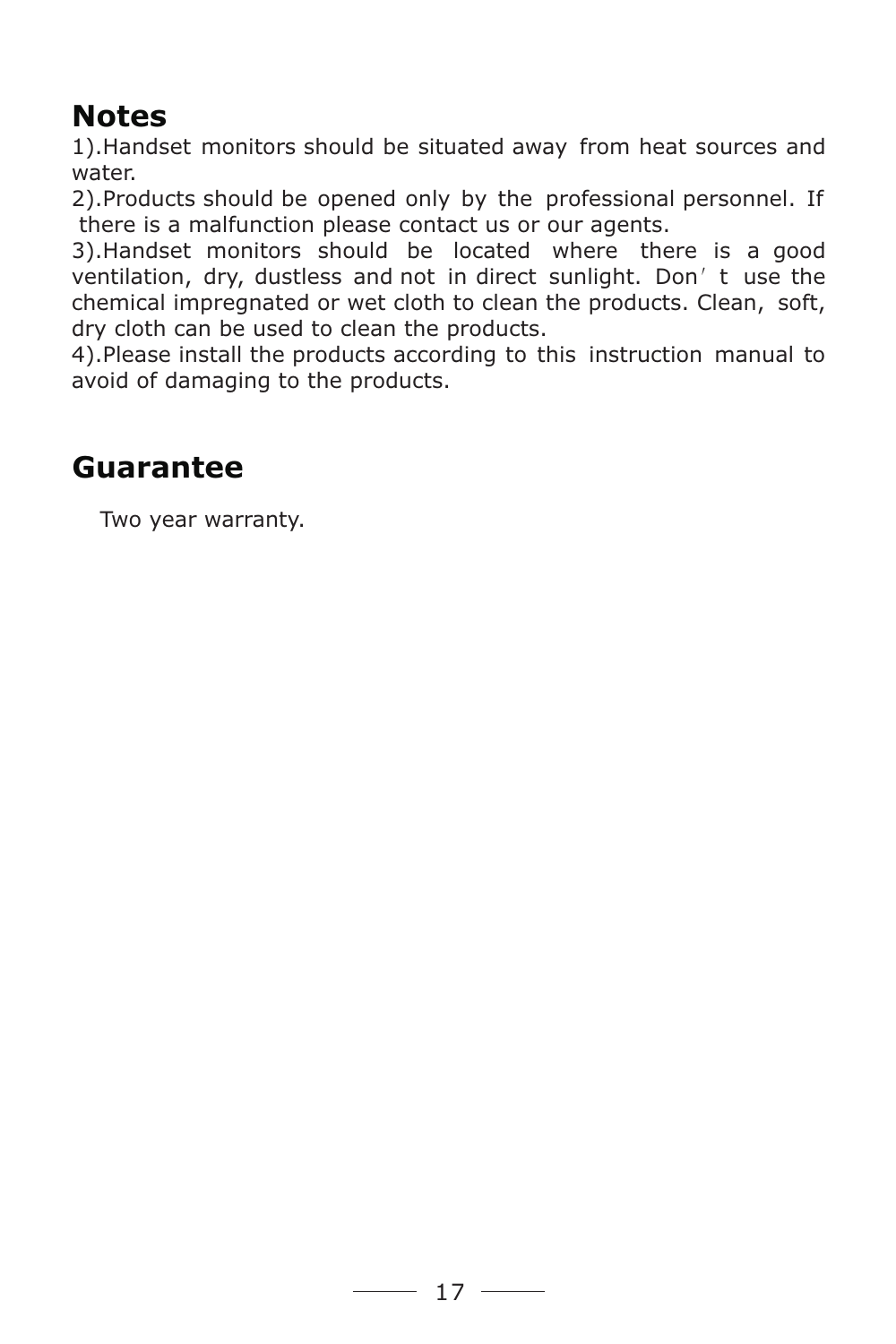## Notes

1).Handset monitors should be situated away from heat sources and water.

2).Products should be opened only by the professional personnel. If there is a malfunction please contact us or our agents.

3).Handset monitors should be located where there is a good ventilation, dry, dustless and not in direct sunlight. Don't use the chemical impregnated or wet cloth to clean the products. Clean, soft, dry cloth can be used to clean the products.

4).Please install the products according to this instruction manual to avoid of damaging to the products.

## Guarantee

Two year warranty.